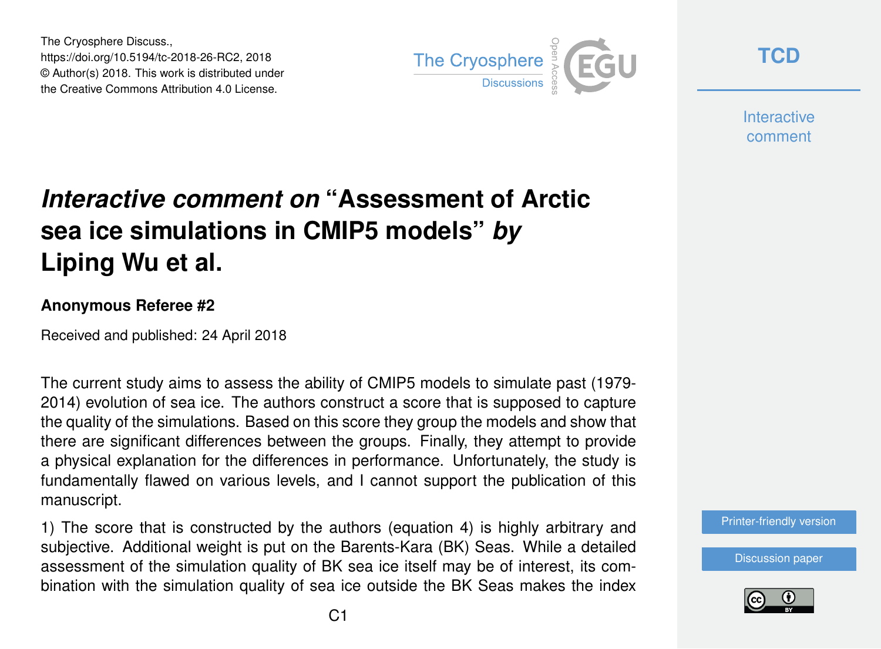# *Interactive comment on* "Assessment of Arctic sea ice simulations in CMIP5 models" *by* Liping Wu et al.

### Anonymous Referee #2

Received and published: 24 April 2018

The current study aims to assess the ability of CMIP5 models to simulate past (1979-2014) evolution of sea ice. The authors construct a score that is supposed to capture the quality of the simulations. Based on this score they group the models and show that there are significant differences between the groups. Finally, they attempt to provide a physical explanation for the differences in performance. Unfortunately, the study is fundamentally flawed on various levels, and I cannot support the publication of this manuscript.

1) The score that is constructed by the authors (equation 4) is highly arbitrary and subjective. Additional weight is put on the Barents-Kara (BK) Seas. While a detailed assessment of the simulation quality of BK sea ice itself may be of interest, its combination with the simulation quality of sea ice outside the BK Seas makes the index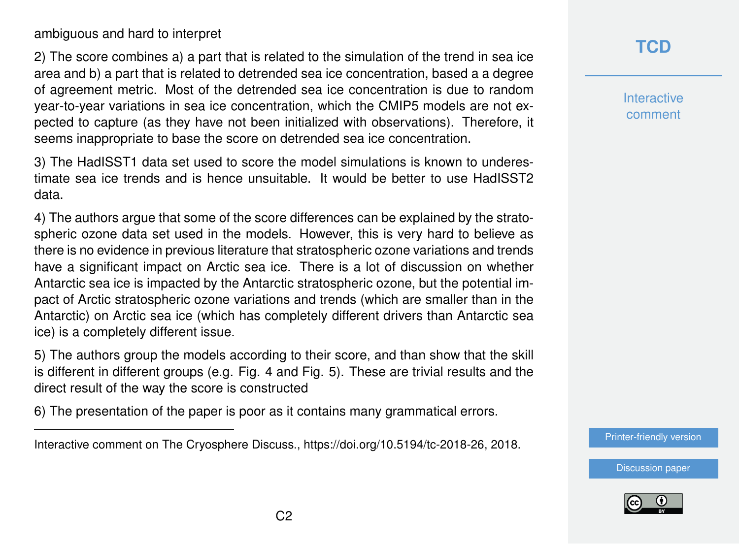ambiguous and hard to interpret

2) The score combines a) a part that is related to the simulation of the trend in sea ice area and b) a part that is related to detrended sea ice concentration, based a a degree of agreement metric. Most of the detrended sea ice concentration is due to random year-to-year variations in sea ice concentration, which the CMIP5 models are not expected to capture (as they have not been initialized with observations). Therefore, it seems inappropriate to base the score on detrended sea ice concentration.

3) The HadISST1 data set used to score the model simulations is known to underestimate sea ice trends and is hence unsuitable. It would be better to use HadISST2 data.

4) The authors argue that some of the score differences can be explained by the stratospheric ozone data set used in the models. However, this is very hard to believe as there is no evidence in previous literature that stratospheric ozone variations and trends have a significant impact on Arctic sea ice. There is a lot of discussion on whether Antarctic sea ice is impacted by the Antarctic stratospheric ozone, but the potential impact of Arctic stratospheric ozone variations and trends (which are smaller than in the Antarctic) on Arctic sea ice (which has completely different drivers than Antarctic sea ice) is a completely different issue.

5) The authors group the models according to their score, and than show that the skill is different in different groups (e.g. Fig. 4 and Fig. 5). These are trivial results and the direct result of the way the score is constructed

6) The presentation of the paper is poor as it contains many grammatical errors.

---

Interactive comment on The Cryosphere Discuss., https://doi.org/10.5194/tc-2018-26, 2018.